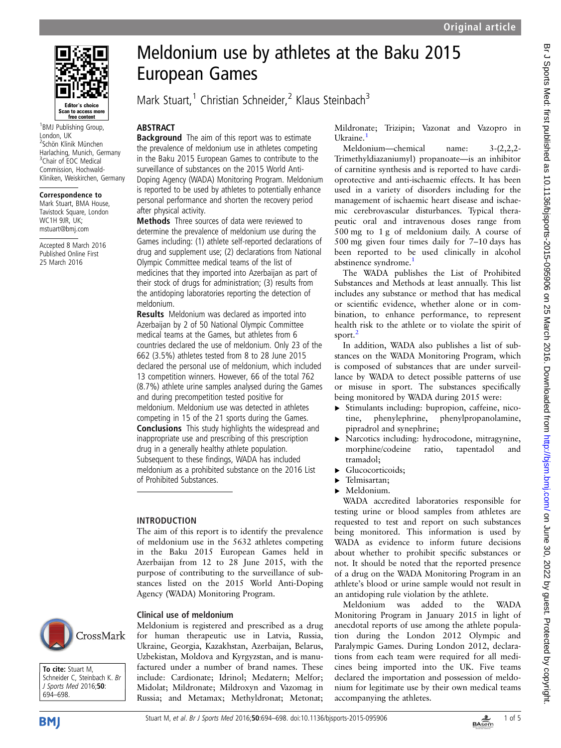Original article

# Meldonium use by athletes at the Baku 2015 European Games

Mark Stuart,[1] Christian Schneider,[2] Klaus Steinbach[3]

[1]BMJ Publishing Group, London, UK
[2]Schön Klinik München Harlaching, Munich, Germany
[3]Chair of EOC Medical Commission, Hochwald-Kliniken, Weiskirchen, Germany

**Correspondence to**
Mark Stuart, BMA House, Tavistock Square, London WC1H 9JR, UK; mstuart@bmj.com

Accepted 8 March 2016
Published Online First 25 March 2016

**To cite:** Stuart M, Schneider C, Steinbach K. *Br J Sports Med* 2016;**50**:694–698.

## ABSTRACT

**Background** The aim of this report was to estimate the prevalence of meldonium use in athletes competing in the Baku 2015 European Games to contribute to the surveillance of substances on the 2015 World Anti-Doping Agency (WADA) Monitoring Program. Meldonium is reported to be used by athletes to potentially enhance personal performance and shorten the recovery period after physical activity.

**Methods** Three sources of data were reviewed to determine the prevalence of meldonium use during the Games including: (1) athlete self-reported declarations of drug and supplement use; (2) declarations from National Olympic Committee medical teams of the list of medicines that they imported into Azerbaijan as part of their stock of drugs for administration; (3) results from the antidoping laboratories reporting the detection of meldonium.

**Results** Meldonium was declared as imported into Azerbaijan by 2 of 50 National Olympic Committee medical teams at the Games, but athletes from 6 countries declared the use of meldonium. Only 23 of the 662 (3.5%) athletes tested from 8 to 28 June 2015 declared the personal use of meldonium, which included 13 competition winners. However, 66 of the total 762 (8.7%) athlete urine samples analysed during the Games and during precompetition tested positive for meldonium. Meldonium use was detected in athletes competing in 15 of the 21 sports during the Games.

**Conclusions** This study highlights the widespread and inappropriate use and prescribing of this prescription drug in a generally healthy athlete population. Subsequent to these findings, WADA has included meldonium as a prohibited substance on the 2016 List of Prohibited Substances.

## INTRODUCTION

The aim of this report is to identify the prevalence of meldonium use in the 5632 athletes competing in the Baku 2015 European Games held in Azerbaijan from 12 to 28 June 2015, with the purpose of contributing to the surveillance of substances listed on the 2015 World Anti-Doping Agency (WADA) Monitoring Program.

### Clinical use of meldonium

Meldonium is registered and prescribed as a drug for human therapeutic use in Latvia, Russia, Ukraine, Georgia, Kazakhstan, Azerbaijan, Belarus, Uzbekistan, Moldova and Kyrgyzstan, and is manufactured under a number of brand names. These include: Cardionate; Idrinol; Medatern; Melfor; Midolat; Mildronate; Mildroxyn and Vazomag in Russia; and Metamax; Methyldronat; Metonat; Mildronate; Trizipin; Vazonat and Vazopro in Ukraine.[1]

Meldonium—chemical name: 3-(2,2,2-Trimethyldiazaniumyl) propanoate—is an inhibitor of carnitine synthesis and is reported to have cardioprotective and anti-ischaemic effects. It has been used in a variety of disorders including for the management of ischaemic heart disease and ischaemic cerebrovascular disturbances. Typical therapeutic oral and intravenous doses range from 500 mg to 1 g of meldonium daily. A course of 500 mg given four times daily for 7–10 days has been reported to be used clinically in alcohol abstinence syndrome.[1]

The WADA publishes the List of Prohibited Substances and Methods at least annually. This list includes any substance or method that has medical or scientific evidence, whether alone or in combination, to enhance performance, to represent health risk to the athlete or to violate the spirit of sport.[2]

In addition, WADA also publishes a list of substances on the WADA Monitoring Program, which is composed of substances that are under surveillance by WADA to detect possible patterns of use or misuse in sport. The substances specifically being monitored by WADA during 2015 were:

- Stimulants including: bupropion, caffeine, nicotine, phenylephrine, phenylpropanolamine, pipradrol and synephrine;
- Narcotics including: hydrocodone, mitragynine, morphine/codeine ratio, tapentadol and tramadol;
- Glucocorticoids;
- Telmisartan;
- Meldonium.

WADA accredited laboratories responsible for testing urine or blood samples from athletes are requested to test and report on such substances being monitored. This information is used by WADA as evidence to inform future decisions about whether to prohibit specific substances or not. It should be noted that the reported presence of a drug on the WADA Monitoring Program in an athlete's blood or urine sample would not result in an antidoping rule violation by the athlete.

Meldonium was added to the WADA Monitoring Program in January 2015 in light of anecdotal reports of use among the athlete population during the London 2012 Olympic and Paralympic Games. During London 2012, declarations from each team were required for all medicines being imported into the UK. Five teams declared the importation and possession of meldonium for legitimate use by their own medical teams accompanying the athletes.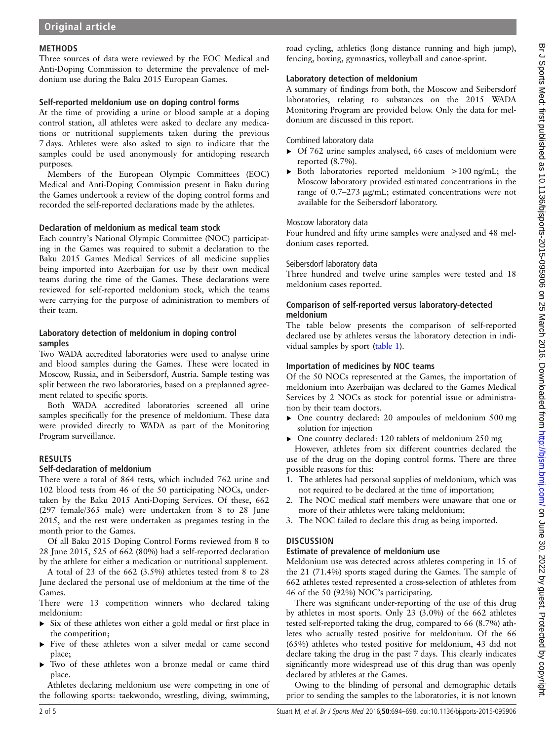## METHODS

Three sources of data were reviewed by the EOC Medical and Anti-Doping Commission to determine the prevalence of meldonium use during the Baku 2015 European Games.

### Self-reported meldonium use on doping control forms

At the time of providing a urine or blood sample at a doping control station, all athletes were asked to declare any medications or nutritional supplements taken during the previous 7 days. Athletes were also asked to sign to indicate that the samples could be used anonymously for antidoping research purposes.

Members of the European Olympic Committees (EOC) Medical and Anti-Doping Commission present in Baku during the Games undertook a review of the doping control forms and recorded the self-reported declarations made by the athletes.

### Declaration of meldonium as medical team stock

Each country's National Olympic Committee (NOC) participating in the Games was required to submit a declaration to the Baku 2015 Games Medical Services of all medicine supplies being imported into Azerbaijan for use by their own medical teams during the time of the Games. These declarations were reviewed for self-reported meldonium stock, which the teams were carrying for the purpose of administration to members of their team.

### Laboratory detection of meldonium in doping control samples

Two WADA accredited laboratories were used to analyse urine and blood samples during the Games. These were located in Moscow, Russia, and in Seibersdorf, Austria. Sample testing was split between the two laboratories, based on a preplanned agreement related to specific sports.

Both WADA accredited laboratories screened all urine samples specifically for the presence of meldonium. These data were provided directly to WADA as part of the Monitoring Program surveillance.

## RESULTS

### Self-declaration of meldonium

There were a total of 864 tests, which included 762 urine and 102 blood tests from 46 of the 50 participating NOCs, undertaken by the Baku 2015 Anti-Doping Services. Of these, 662 (297 female/365 male) were undertaken from 8 to 28 June 2015, and the rest were undertaken as pregames testing in the month prior to the Games.

Of all Baku 2015 Doping Control Forms reviewed from 8 to 28 June 2015, 525 of 662 (80%) had a self-reported declaration by the athlete for either a medication or nutritional supplement.

A total of 23 of the 662 (3.5%) athletes tested from 8 to 28 June declared the personal use of meldonium at the time of the Games.

There were 13 competition winners who declared taking meldonium:

- Six of these athletes won either a gold medal or first place in the competition;
- Five of these athletes won a silver medal or came second place;
- Two of these athletes won a bronze medal or came third place.

Athletes declaring meldonium use were competing in one of the following sports: taekwondo, wrestling, diving, swimming, road cycling, athletics (long distance running and high jump), fencing, boxing, gymnastics, volleyball and canoe-sprint.

### Laboratory detection of meldonium

A summary of findings from both, the Moscow and Seibersdorf laboratories, relating to substances on the 2015 WADA Monitoring Program are provided below. Only the data for meldonium are discussed in this report.

#### Combined laboratory data

- Of 762 urine samples analysed, 66 cases of meldonium were reported (8.7%).
- Both laboratories reported meldonium >100 ng/mL; the Moscow laboratory provided estimated concentrations in the range of 0.7–273 μg/mL; estimated concentrations were not available for the Seibersdorf laboratory.

#### Moscow laboratory data

Four hundred and fifty urine samples were analysed and 48 meldonium cases reported.

#### Seibersdorf laboratory data

Three hundred and twelve urine samples were tested and 18 meldonium cases reported.

### Comparison of self-reported versus laboratory-detected meldonium

The table below presents the comparison of self-reported declared use by athletes versus the laboratory detection in individual samples by sport (table 1).

### Importation of medicines by NOC teams

Of the 50 NOCs represented at the Games, the importation of meldonium into Azerbaijan was declared to the Games Medical Services by 2 NOCs as stock for potential issue or administration by their team doctors.

- One country declared: 20 ampoules of meldonium 500 mg solution for injection
- One country declared: 120 tablets of meldonium 250 mg

However, athletes from six different countries declared the use of the drug on the doping control forms. There are three possible reasons for this:

1. The athletes had personal supplies of meldonium, which was not required to be declared at the time of importation;
2. The NOC medical staff members were unaware that one or more of their athletes were taking meldonium;
3. The NOC failed to declare this drug as being imported.

## DISCUSSION

### Estimate of prevalence of meldonium use

Meldonium use was detected across athletes competing in 15 of the 21 (71.4%) sports staged during the Games. The sample of 662 athletes tested represented a cross-selection of athletes from 46 of the 50 (92%) NOC's participating.

There was significant under-reporting of the use of this drug by athletes in most sports. Only 23 (3.0%) of the 662 athletes tested self-reported taking the drug, compared to 66 (8.7%) athletes who actually tested positive for meldonium. Of the 66 (65%) athletes who tested positive for meldonium, 43 did not declare taking the drug in the past 7 days. This clearly indicates significantly more widespread use of this drug than was openly declared by athletes at the Games.

Owing to the blinding of personal and demographic details prior to sending the samples to the laboratories, it is not known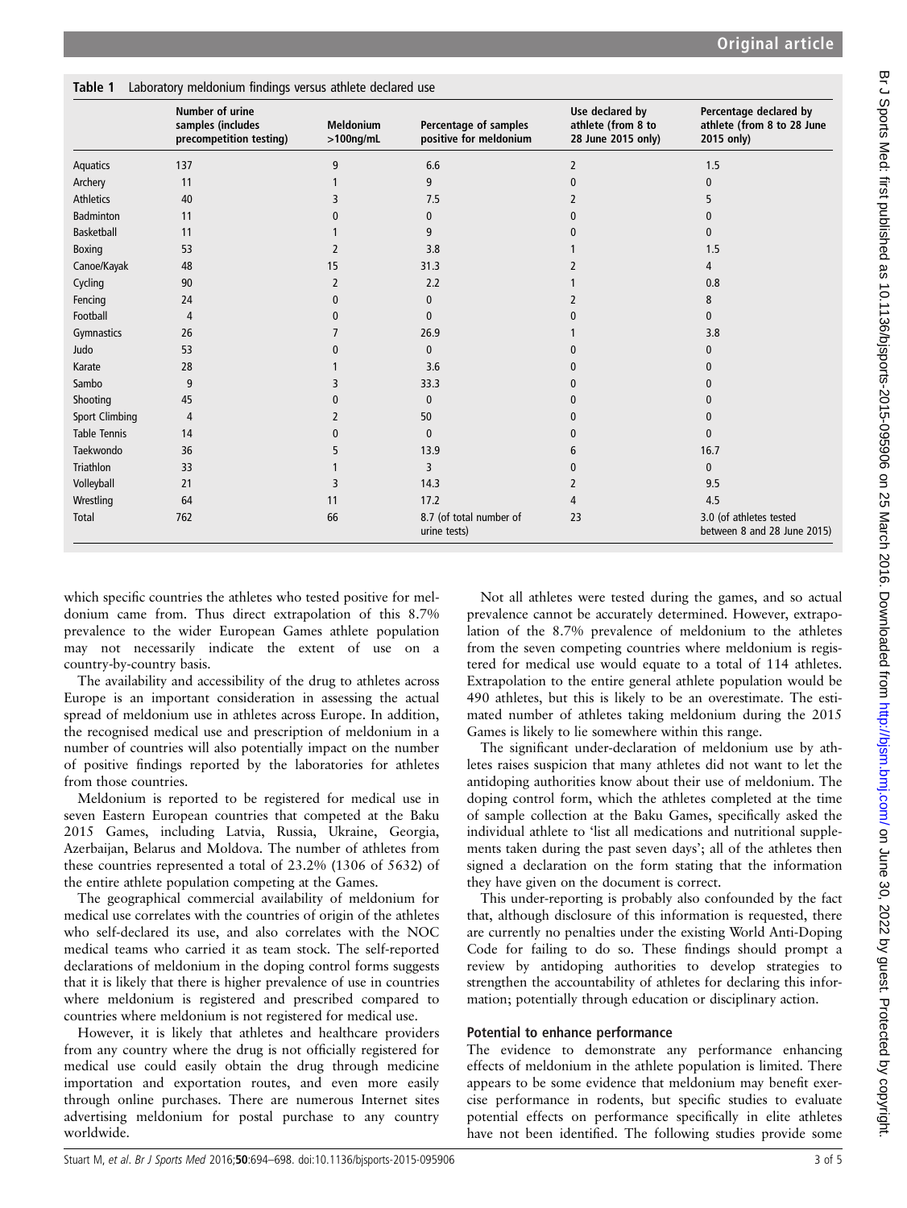**Table 1** Laboratory meldonium findings versus athlete declared use

| | Number of urine samples (includes precompetition testing) | Meldonium >100ng/mL | Percentage of samples positive for meldonium | Use declared by athlete (from 8 to 28 June 2015 only) | Percentage declared by athlete (from 8 to 28 June 2015 only) |
|---|---|---|---|---|---|
| Aquatics | 137 | 9 | 6.6 | 2 | 1.5 |
| Archery | 11 | 1 | 9 | 0 | 0 |
| Athletics | 40 | 3 | 7.5 | 2 | 5 |
| Badminton | 11 | 0 | 0 | 0 | 0 |
| Basketball | 11 | 1 | 9 | 0 | 0 |
| Boxing | 53 | 2 | 3.8 | 1 | 1.5 |
| Canoe/Kayak | 48 | 15 | 31.3 | 2 | 4 |
| Cycling | 90 | 2 | 2.2 | 1 | 0.8 |
| Fencing | 24 | 0 | 0 | 2 | 8 |
| Football | 4 | 0 | 0 | 0 | 0 |
| Gymnastics | 26 | 7 | 26.9 | 1 | 3.8 |
| Judo | 53 | 0 | 0 | 0 | 0 |
| Karate | 28 | 1 | 3.6 | 0 | 0 |
| Sambo | 9 | 3 | 33.3 | 0 | 0 |
| Shooting | 45 | 0 | 0 | 0 | 0 |
| Sport Climbing | 4 | 2 | 50 | 0 | 0 |
| Table Tennis | 14 | 0 | 0 | 0 | 0 |
| Taekwondo | 36 | 5 | 13.9 | 6 | 16.7 |
| Triathlon | 33 | 1 | 3 | 0 | 0 |
| Volleyball | 21 | 3 | 14.3 | 2 | 9.5 |
| Wrestling | 64 | 11 | 17.2 | 4 | 4.5 |
| Total | 762 | 66 | 8.7 (of total number of urine tests) | 23 | 3.0 (of athletes tested between 8 and 28 June 2015) |

which specific countries the athletes who tested positive for meldonium came from. Thus direct extrapolation of this 8.7% prevalence to the wider European Games athlete population may not necessarily indicate the extent of use on a country-by-country basis.

The availability and accessibility of the drug to athletes across Europe is an important consideration in assessing the actual spread of meldonium use in athletes across Europe. In addition, the recognised medical use and prescription of meldonium in a number of countries will also potentially impact on the number of positive findings reported by the laboratories for athletes from those countries.

Meldonium is reported to be registered for medical use in seven Eastern European countries that competed at the Baku 2015 Games, including Latvia, Russia, Ukraine, Georgia, Azerbaijan, Belarus and Moldova. The number of athletes from these countries represented a total of 23.2% (1306 of 5632) of the entire athlete population competing at the Games.

The geographical commercial availability of meldonium for medical use correlates with the countries of origin of the athletes who self-declared its use, and also correlates with the NOC medical teams who carried it as team stock. The self-reported declarations of meldonium in the doping control forms suggests that it is likely that there is higher prevalence of use in countries where meldonium is registered and prescribed compared to countries where meldonium is not registered for medical use.

However, it is likely that athletes and healthcare providers from any country where the drug is not officially registered for medical use could easily obtain the drug through medicine importation and exportation routes, and even more easily through online purchases. There are numerous Internet sites advertising meldonium for postal purchase to any country worldwide.

Not all athletes were tested during the games, and so actual prevalence cannot be accurately determined. However, extrapolation of the 8.7% prevalence of meldonium to the athletes from the seven competing countries where meldonium is registered for medical use would equate to a total of 114 athletes. Extrapolation to the entire general athlete population would be 490 athletes, but this is likely to be an overestimate. The estimated number of athletes taking meldonium during the 2015 Games is likely to lie somewhere within this range.

The significant under-declaration of meldonium use by athletes raises suspicion that many athletes did not want to let the antidoping authorities know about their use of meldonium. The doping control form, which the athletes completed at the time of sample collection at the Baku Games, specifically asked the individual athlete to 'list all medications and nutritional supplements taken during the past seven days'; all of the athletes then signed a declaration on the form stating that the information they have given on the document is correct.

This under-reporting is probably also confounded by the fact that, although disclosure of this information is requested, there are currently no penalties under the existing World Anti-Doping Code for failing to do so. These findings should prompt a review by antidoping authorities to develop strategies to strengthen the accountability of athletes for declaring this information; potentially through education or disciplinary action.

## Potential to enhance performance

The evidence to demonstrate any performance enhancing effects of meldonium in the athlete population is limited. There appears to be some evidence that meldonium may benefit exercise performance in rodents, but specific studies to evaluate potential effects on performance specifically in elite athletes have not been identified. The following studies provide some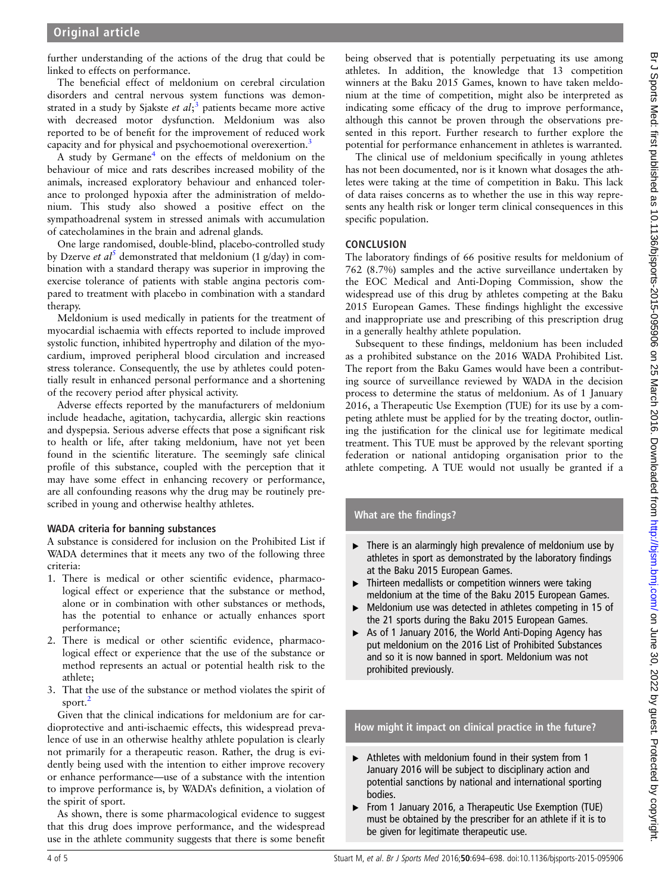further understanding of the actions of the drug that could be linked to effects on performance.

The beneficial effect of meldonium on cerebral circulation disorders and central nervous system functions was demonstrated in a study by Sjakste *et al*;[3] patients became more active with decreased motor dysfunction. Meldonium was also reported to be of benefit for the improvement of reduced work capacity and for physical and psychoemotional overexertion.[3]

A study by Germane[4] on the effects of meldonium on the behaviour of mice and rats describes increased mobility of the animals, increased exploratory behaviour and enhanced tolerance to prolonged hypoxia after the administration of meldonium. This study also showed a positive effect on the sympathoadrenal system in stressed animals with accumulation of catecholamines in the brain and adrenal glands.

One large randomised, double-blind, placebo-controlled study by Dzerve *et al*[5] demonstrated that meldonium (1 g/day) in combination with a standard therapy was superior in improving the exercise tolerance of patients with stable angina pectoris compared to treatment with placebo in combination with a standard therapy.

Meldonium is used medically in patients for the treatment of myocardial ischaemia with effects reported to include improved systolic function, inhibited hypertrophy and dilation of the myocardium, improved peripheral blood circulation and increased stress tolerance. Consequently, the use by athletes could potentially result in enhanced personal performance and a shortening of the recovery period after physical activity.

Adverse effects reported by the manufacturers of meldonium include headache, agitation, tachycardia, allergic skin reactions and dyspepsia. Serious adverse effects that pose a significant risk to health or life, after taking meldonium, have not yet been found in the scientific literature. The seemingly safe clinical profile of this substance, coupled with the perception that it may have some effect in enhancing recovery or performance, are all confounding reasons why the drug may be routinely prescribed in young and otherwise healthy athletes.

### WADA criteria for banning substances

A substance is considered for inclusion on the Prohibited List if WADA determines that it meets any two of the following three criteria:

1. There is medical or other scientific evidence, pharmacological effect or experience that the substance or method, alone or in combination with other substances or methods, has the potential to enhance or actually enhances sport performance;
2. There is medical or other scientific evidence, pharmacological effect or experience that the use of the substance or method represents an actual or potential health risk to the athlete;
3. That the use of the substance or method violates the spirit of sport.[2]

Given that the clinical indications for meldonium are for cardioprotective and anti-ischaemic effects, this widespread prevalence of use in an otherwise healthy athlete population is clearly not primarily for a therapeutic reason. Rather, the drug is evidently being used with the intention to either improve recovery or enhance performance—use of a substance with the intention to improve performance is, by WADA's definition, a violation of the spirit of sport.

As shown, there is some pharmacological evidence to suggest that this drug does improve performance, and the widespread use in the athlete community suggests that there is some benefit being observed that is potentially perpetuating its use among athletes. In addition, the knowledge that 13 competition winners at the Baku 2015 Games, known to have taken meldonium at the time of competition, might also be interpreted as indicating some efficacy of the drug to improve performance, although this cannot be proven through the observations presented in this report. Further research to further explore the potential for performance enhancement in athletes is warranted.

The clinical use of meldonium specifically in young athletes has not been documented, nor is it known what dosages the athletes were taking at the time of competition in Baku. This lack of data raises concerns as to whether the use in this way represents any health risk or longer term clinical consequences in this specific population.

## CONCLUSION

The laboratory findings of 66 positive results for meldonium of 762 (8.7%) samples and the active surveillance undertaken by the EOC Medical and Anti-Doping Commission, show the widespread use of this drug by athletes competing at the Baku 2015 European Games. These findings highlight the excessive and inappropriate use and prescribing of this prescription drug in a generally healthy athlete population.

Subsequent to these findings, meldonium has been included as a prohibited substance on the 2016 WADA Prohibited List. The report from the Baku Games would have been a contributing source of surveillance reviewed by WADA in the decision process to determine the status of meldonium. As of 1 January 2016, a Therapeutic Use Exemption (TUE) for its use by a competing athlete must be applied for by the treating doctor, outlining the justification for the clinical use for legitimate medical treatment. This TUE must be approved by the relevant sporting federation or national antidoping organisation prior to the athlete competing. A TUE would not usually be granted if a

**What are the findings?**

- There is an alarmingly high prevalence of meldonium use by athletes in sport as demonstrated by the laboratory findings at the Baku 2015 European Games.
- Thirteen medallists or competition winners were taking meldonium at the time of the Baku 2015 European Games.
- Meldonium use was detected in athletes competing in 15 of the 21 sports during the Baku 2015 European Games.
- As of 1 January 2016, the World Anti-Doping Agency has put meldonium on the 2016 List of Prohibited Substances and so it is now banned in sport. Meldonium was not prohibited previously.

**How might it impact on clinical practice in the future?**

- Athletes with meldonium found in their system from 1 January 2016 will be subject to disciplinary action and potential sanctions by national and international sporting bodies.
- From 1 January 2016, a Therapeutic Use Exemption (TUE) must be obtained by the prescriber for an athlete if it is to be given for legitimate therapeutic use.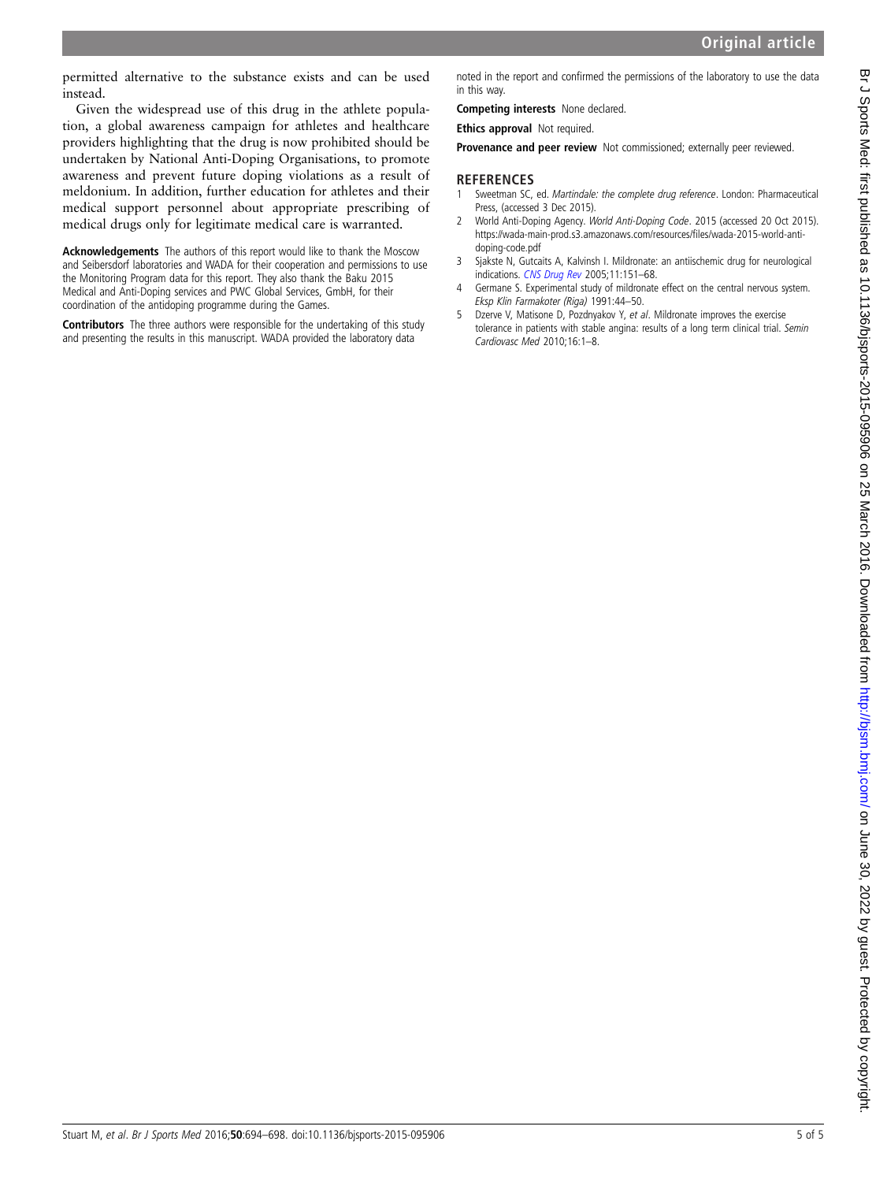permitted alternative to the substance exists and can be used instead.

Given the widespread use of this drug in the athlete population, a global awareness campaign for athletes and healthcare providers highlighting that the drug is now prohibited should be undertaken by National Anti-Doping Organisations, to promote awareness and prevent future doping violations as a result of meldonium. In addition, further education for athletes and their medical support personnel about appropriate prescribing of medical drugs only for legitimate medical care is warranted.

**Acknowledgements** The authors of this report would like to thank the Moscow and Seibersdorf laboratories and WADA for their cooperation and permissions to use the Monitoring Program data for this report. They also thank the Baku 2015 Medical and Anti-Doping services and PWC Global Services, GmbH, for their coordination of the antidoping programme during the Games.

**Contributors** The three authors were responsible for the undertaking of this study and presenting the results in this manuscript. WADA provided the laboratory data noted in the report and confirmed the permissions of the laboratory to use the data in this way.

**Competing interests** None declared.

**Ethics approval** Not required.

**Provenance and peer review** Not commissioned; externally peer reviewed.

## REFERENCES

1. Sweetman SC, ed. *Martindale: the complete drug reference*. London: Pharmaceutical Press, (accessed 3 Dec 2015).
2. World Anti-Doping Agency. *World Anti-Doping Code*. 2015 (accessed 20 Oct 2015). https://wada-main-prod.s3.amazonaws.com/resources/files/wada-2015-world-anti-doping-code.pdf
3. Sjakste N, Gutcaits A, Kalvinsh I. Mildronate: an antiischemic drug for neurological indications. *CNS Drug Rev* 2005;11:151–68.
4. Germane S. Experimental study of mildronate effect on the central nervous system. *Eksp Klin Farmakoter (Riga)* 1991:44–50.
5. Dzerve V, Matisone D, Pozdnyakov Y, *et al*. Mildronate improves the exercise tolerance in patients with stable angina: results of a long term clinical trial. *Semin Cardiovasc Med* 2010;16:1–8.